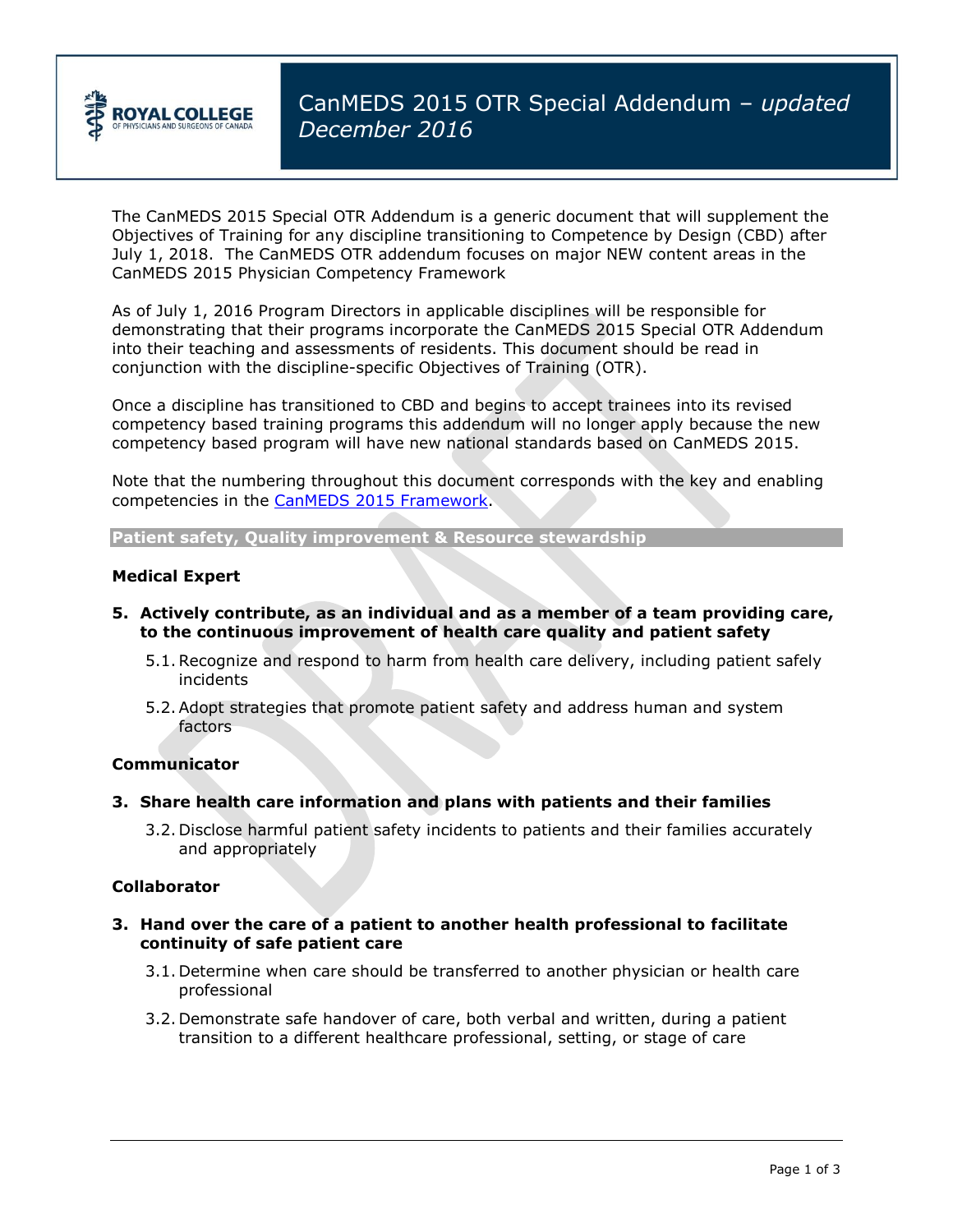ROYAL COLLEGE
OF PHYSICIANS AND SURGEONS OF CANADA

# CanMEDS 2015 OTR Special Addendum – *updated December 2016*

The CanMEDS 2015 Special OTR Addendum is a generic document that will supplement the Objectives of Training for any discipline transitioning to Competence by Design (CBD) after July 1, 2018. The CanMEDS OTR addendum focuses on major NEW content areas in the CanMEDS 2015 Physician Competency Framework

As of July 1, 2016 Program Directors in applicable disciplines will be responsible for demonstrating that their programs incorporate the CanMEDS 2015 Special OTR Addendum into their teaching and assessments of residents. This document should be read in conjunction with the discipline-specific Objectives of Training (OTR).

Once a discipline has transitioned to CBD and begins to accept trainees into its revised competency based training programs this addendum will no longer apply because the new competency based program will have new national standards based on CanMEDS 2015.

Note that the numbering throughout this document corresponds with the key and enabling competencies in the CanMEDS 2015 Framework.

## Patient safety, Quality improvement & Resource stewardship

### Medical Expert

**5. Actively contribute, as an individual and as a member of a team providing care, to the continuous improvement of health care quality and patient safety**

- 5.1. Recognize and respond to harm from health care delivery, including patient safely incidents
- 5.2. Adopt strategies that promote patient safety and address human and system factors

### Communicator

**3. Share health care information and plans with patients and their families**

- 3.2. Disclose harmful patient safety incidents to patients and their families accurately and appropriately

### Collaborator

**3. Hand over the care of a patient to another health professional to facilitate continuity of safe patient care**

- 3.1. Determine when care should be transferred to another physician or health care professional
- 3.2. Demonstrate safe handover of care, both verbal and written, during a patient transition to a different healthcare professional, setting, or stage of care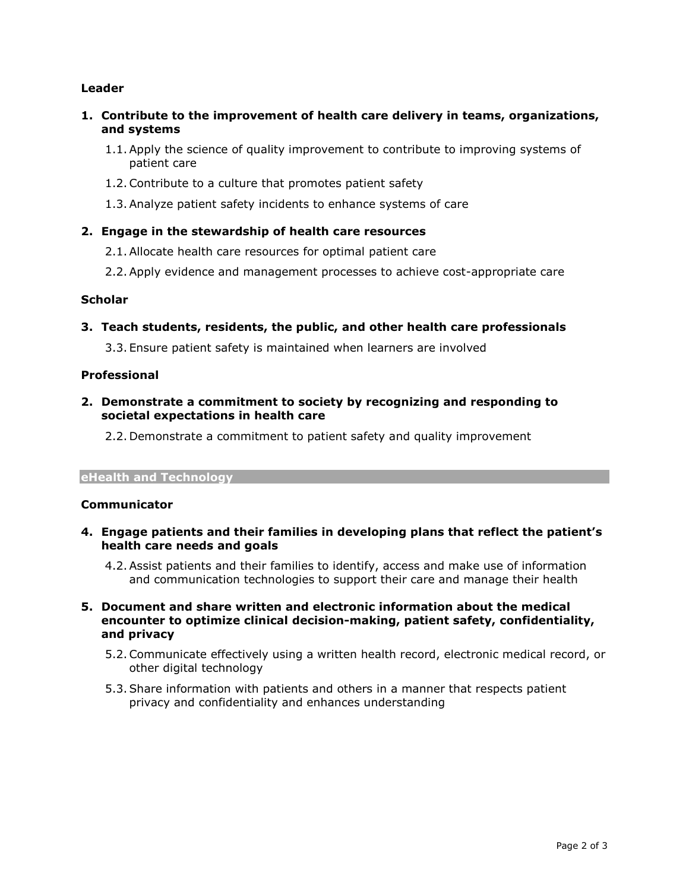**Leader**

**1. Contribute to the improvement of health care delivery in teams, organizations, and systems**

- 1.1. Apply the science of quality improvement to contribute to improving systems of patient care
- 1.2. Contribute to a culture that promotes patient safety
- 1.3. Analyze patient safety incidents to enhance systems of care

**2. Engage in the stewardship of health care resources**

- 2.1. Allocate health care resources for optimal patient care
- 2.2. Apply evidence and management processes to achieve cost-appropriate care

**Scholar**

**3. Teach students, residents, the public, and other health care professionals**

- 3.3. Ensure patient safety is maintained when learners are involved

**Professional**

**2. Demonstrate a commitment to society by recognizing and responding to societal expectations in health care**

- 2.2. Demonstrate a commitment to patient safety and quality improvement

## eHealth and Technology

**Communicator**

**4. Engage patients and their families in developing plans that reflect the patient's health care needs and goals**

- 4.2. Assist patients and their families to identify, access and make use of information and communication technologies to support their care and manage their health

**5. Document and share written and electronic information about the medical encounter to optimize clinical decision-making, patient safety, confidentiality, and privacy**

- 5.2. Communicate effectively using a written health record, electronic medical record, or other digital technology
- 5.3. Share information with patients and others in a manner that respects patient privacy and confidentiality and enhances understanding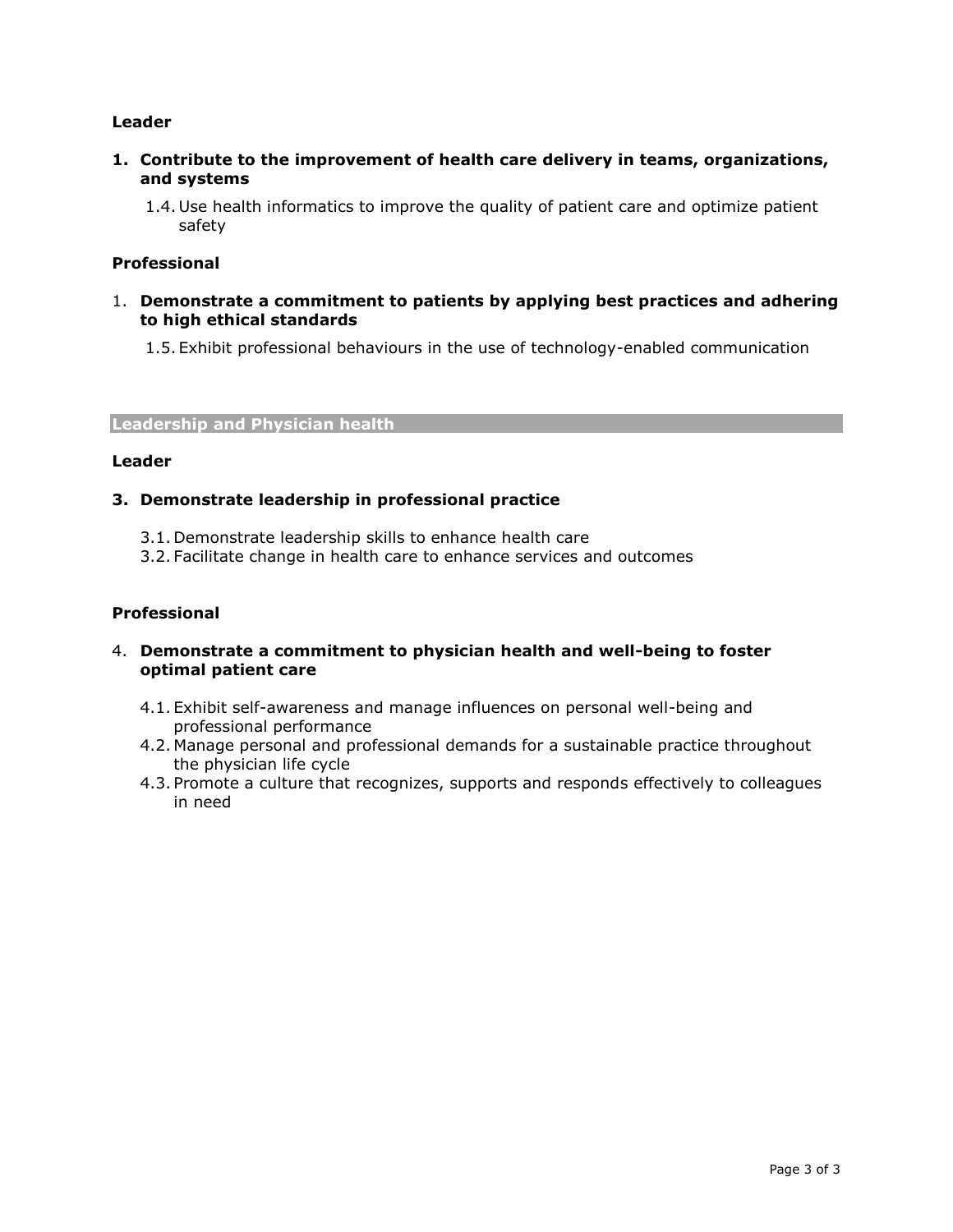**Leader**

**1. Contribute to the improvement of health care delivery in teams, organizations, and systems**

1.4. Use health informatics to improve the quality of patient care and optimize patient safety

**Professional**

1. **Demonstrate a commitment to patients by applying best practices and adhering to high ethical standards**

1.5. Exhibit professional behaviours in the use of technology-enabled communication

## Leadership and Physician health

**Leader**

**3. Demonstrate leadership in professional practice**

3.1. Demonstrate leadership skills to enhance health care
3.2. Facilitate change in health care to enhance services and outcomes

**Professional**

4. **Demonstrate a commitment to physician health and well-being to foster optimal patient care**

4.1. Exhibit self-awareness and manage influences on personal well-being and professional performance
4.2. Manage personal and professional demands for a sustainable practice throughout the physician life cycle
4.3. Promote a culture that recognizes, supports and responds effectively to colleagues in need